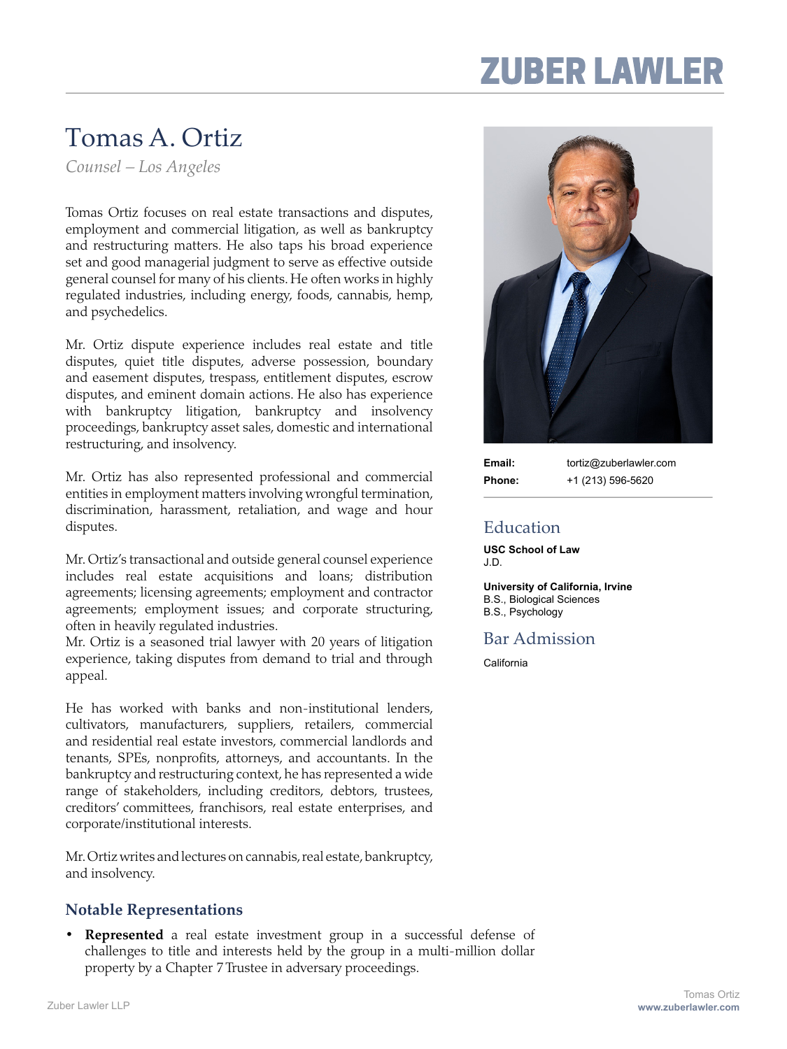# ZUBER LAWLER

# Tomas A. Ortiz

*Counsel – Los Angeles*

Tomas Ortiz focuses on real estate transactions and disputes, employment and commercial litigation, as well as bankruptcy and restructuring matters. He also taps his broad experience set and good managerial judgment to serve as effective outside general counsel for many of his clients. He often works in highly regulated industries, including energy, foods, cannabis, hemp, and psychedelics.

Mr. Ortiz dispute experience includes real estate and title disputes, quiet title disputes, adverse possession, boundary and easement disputes, trespass, entitlement disputes, escrow disputes, and eminent domain actions. He also has experience with bankruptcy litigation, bankruptcy and insolvency proceedings, bankruptcy asset sales, domestic and international restructuring, and insolvency.

Mr. Ortiz has also represented professional and commercial entities in employment matters involving wrongful termination, discrimination, harassment, retaliation, and wage and hour disputes.

Mr. Ortiz's transactional and outside general counsel experience includes real estate acquisitions and loans; distribution agreements; licensing agreements; employment and contractor agreements; employment issues; and corporate structuring, often in heavily regulated industries.

Mr. Ortiz is a seasoned trial lawyer with 20 years of litigation experience, taking disputes from demand to trial and through appeal.

He has worked with banks and non-institutional lenders, cultivators, manufacturers, suppliers, retailers, commercial and residential real estate investors, commercial landlords and tenants, SPEs, nonprofits, attorneys, and accountants. In the bankruptcy and restructuring context, he has represented a wide range of stakeholders, including creditors, debtors, trustees, creditors' committees, franchisors, real estate enterprises, and corporate/institutional interests.

Mr. Ortiz writes and lectures on cannabis, real estate, bankruptcy, and insolvency.

**Email:** tortiz@zuberlawler.com
**Phone:** +1 (213) 596-5620

## Education

**USC School of Law**
J.D.

**University of California, Irvine**
B.S., Biological Sciences
B.S., Psychology

## Bar Admission

California

## Notable Representations

- **Represented** a real estate investment group in a successful defense of challenges to title and interests held by the group in a multi-million dollar property by a Chapter 7 Trustee in adversary proceedings.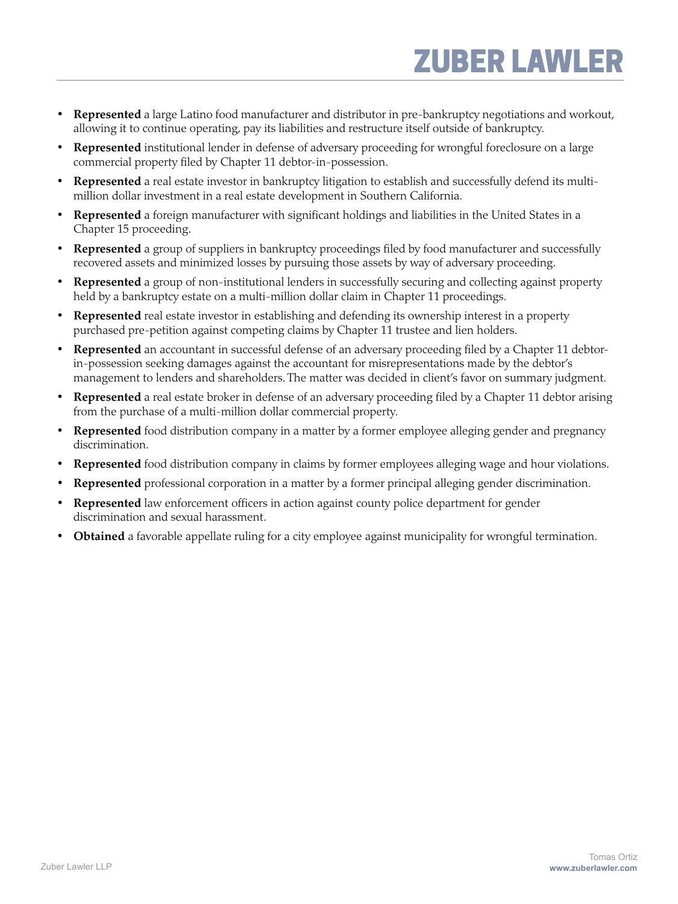- **Represented** a large Latino food manufacturer and distributor in pre-bankruptcy negotiations and workout, allowing it to continue operating, pay its liabilities and restructure itself outside of bankruptcy.
- **Represented** institutional lender in defense of adversary proceeding for wrongful foreclosure on a large commercial property filed by Chapter 11 debtor-in-possession.
- **Represented** a real estate investor in bankruptcy litigation to establish and successfully defend its multi-million dollar investment in a real estate development in Southern California.
- **Represented** a foreign manufacturer with significant holdings and liabilities in the United States in a Chapter 15 proceeding.
- **Represented** a group of suppliers in bankruptcy proceedings filed by food manufacturer and successfully recovered assets and minimized losses by pursuing those assets by way of adversary proceeding.
- **Represented** a group of non-institutional lenders in successfully securing and collecting against property held by a bankruptcy estate on a multi-million dollar claim in Chapter 11 proceedings.
- **Represented** real estate investor in establishing and defending its ownership interest in a property purchased pre-petition against competing claims by Chapter 11 trustee and lien holders.
- **Represented** an accountant in successful defense of an adversary proceeding filed by a Chapter 11 debtor-in-possession seeking damages against the accountant for misrepresentations made by the debtor's management to lenders and shareholders. The matter was decided in client's favor on summary judgment.
- **Represented** a real estate broker in defense of an adversary proceeding filed by a Chapter 11 debtor arising from the purchase of a multi-million dollar commercial property.
- **Represented** food distribution company in a matter by a former employee alleging gender and pregnancy discrimination.
- **Represented** food distribution company in claims by former employees alleging wage and hour violations.
- **Represented** professional corporation in a matter by a former principal alleging gender discrimination.
- **Represented** law enforcement officers in action against county police department for gender discrimination and sexual harassment.
- **Obtained** a favorable appellate ruling for a city employee against municipality for wrongful termination.